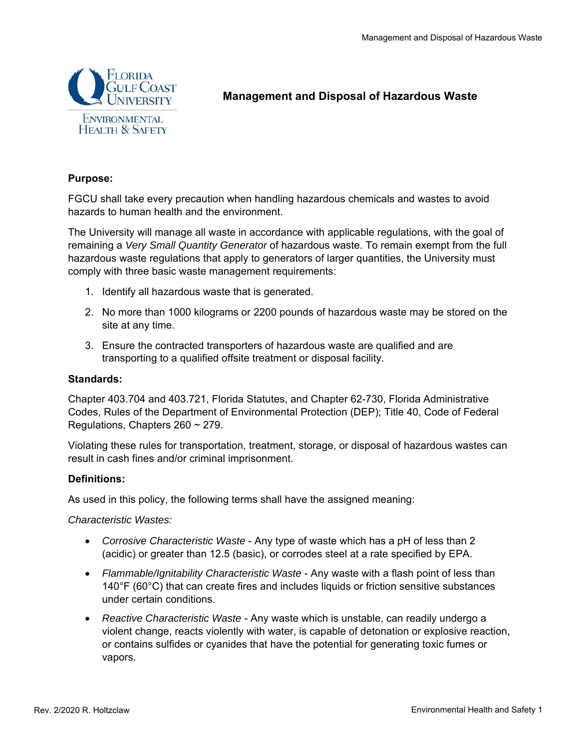# Management and Disposal of Hazardous Waste

**Purpose:**

FGCU shall take every precaution when handling hazardous chemicals and wastes to avoid hazards to human health and the environment.

The University will manage all waste in accordance with applicable regulations, with the goal of remaining a *Very Small Quantity Generator* of hazardous waste. To remain exempt from the full hazardous waste regulations that apply to generators of larger quantities, the University must comply with three basic waste management requirements:

1. Identify all hazardous waste that is generated.
2. No more than 1000 kilograms or 2200 pounds of hazardous waste may be stored on the site at any time.
3. Ensure the contracted transporters of hazardous waste are qualified and are transporting to a qualified offsite treatment or disposal facility.

**Standards:**

Chapter 403.704 and 403.721, Florida Statutes, and Chapter 62-730, Florida Administrative Codes, Rules of the Department of Environmental Protection (DEP); Title 40, Code of Federal Regulations, Chapters 260 ~ 279.

Violating these rules for transportation, treatment, storage, or disposal of hazardous wastes can result in cash fines and/or criminal imprisonment.

**Definitions:**

As used in this policy, the following terms shall have the assigned meaning:

*Characteristic Wastes:*

- *Corrosive Characteristic Waste* - Any type of waste which has a pH of less than 2 (acidic) or greater than 12.5 (basic), or corrodes steel at a rate specified by EPA.
- *Flammable/Ignitability Characteristic Waste* - Any waste with a flash point of less than 140°F (60°C) that can create fires and includes liquids or friction sensitive substances under certain conditions.
- *Reactive Characteristic Waste* - Any waste which is unstable, can readily undergo a violent change, reacts violently with water, is capable of detonation or explosive reaction, or contains sulfides or cyanides that have the potential for generating toxic fumes or vapors.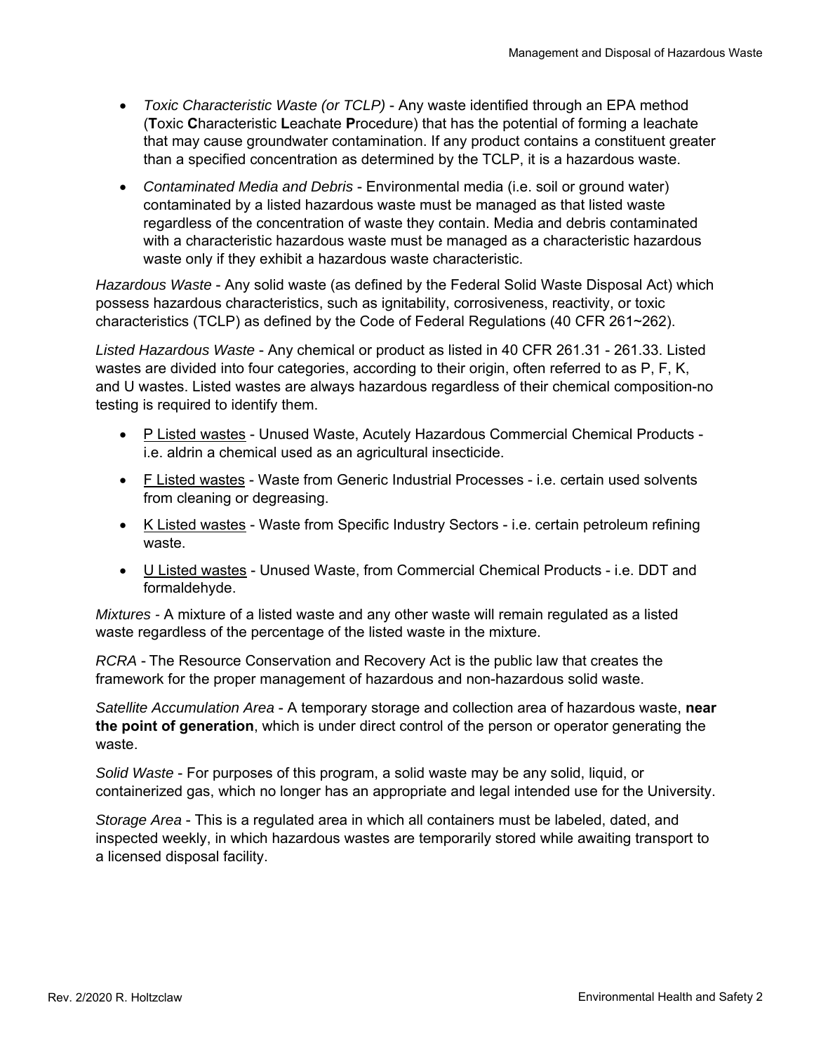- *Toxic Characteristic Waste (or TCLP)* - Any waste identified through an EPA method (**T**oxic **C**haracteristic **L**eachate **P**rocedure) that has the potential of forming a leachate that may cause groundwater contamination. If any product contains a constituent greater than a specified concentration as determined by the TCLP, it is a hazardous waste.
- *Contaminated Media and Debris* - Environmental media (i.e. soil or ground water) contaminated by a listed hazardous waste must be managed as that listed waste regardless of the concentration of waste they contain. Media and debris contaminated with a characteristic hazardous waste must be managed as a characteristic hazardous waste only if they exhibit a hazardous waste characteristic.

*Hazardous Waste* - Any solid waste (as defined by the Federal Solid Waste Disposal Act) which possess hazardous characteristics, such as ignitability, corrosiveness, reactivity, or toxic characteristics (TCLP) as defined by the Code of Federal Regulations (40 CFR 261~262).

*Listed Hazardous Waste* - Any chemical or product as listed in 40 CFR 261.31 - 261.33. Listed wastes are divided into four categories, according to their origin, often referred to as P, F, K, and U wastes. Listed wastes are always hazardous regardless of their chemical composition-no testing is required to identify them.

- P Listed wastes - Unused Waste, Acutely Hazardous Commercial Chemical Products - i.e. aldrin a chemical used as an agricultural insecticide.
- F Listed wastes - Waste from Generic Industrial Processes - i.e. certain used solvents from cleaning or degreasing.
- K Listed wastes - Waste from Specific Industry Sectors - i.e. certain petroleum refining waste.
- U Listed wastes - Unused Waste, from Commercial Chemical Products - i.e. DDT and formaldehyde.

*Mixtures* - A mixture of a listed waste and any other waste will remain regulated as a listed waste regardless of the percentage of the listed waste in the mixture.

*RCRA* - The Resource Conservation and Recovery Act is the public law that creates the framework for the proper management of hazardous and non-hazardous solid waste.

*Satellite Accumulation Area* - A temporary storage and collection area of hazardous waste, **near the point of generation**, which is under direct control of the person or operator generating the waste.

*Solid Waste* - For purposes of this program, a solid waste may be any solid, liquid, or containerized gas, which no longer has an appropriate and legal intended use for the University.

*Storage Area* - This is a regulated area in which all containers must be labeled, dated, and inspected weekly, in which hazardous wastes are temporarily stored while awaiting transport to a licensed disposal facility.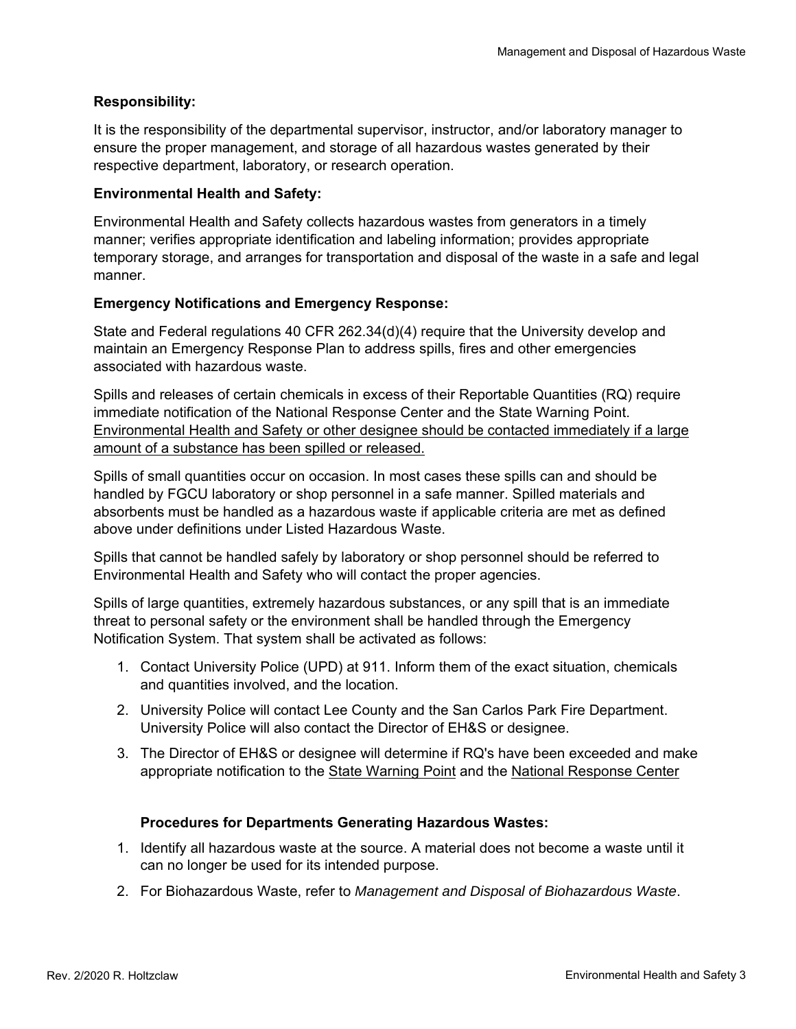**Responsibility:**

It is the responsibility of the departmental supervisor, instructor, and/or laboratory manager to ensure the proper management, and storage of all hazardous wastes generated by their respective department, laboratory, or research operation.

**Environmental Health and Safety:**

Environmental Health and Safety collects hazardous wastes from generators in a timely manner; verifies appropriate identification and labeling information; provides appropriate temporary storage, and arranges for transportation and disposal of the waste in a safe and legal manner.

**Emergency Notifications and Emergency Response:**

State and Federal regulations 40 CFR 262.34(d)(4) require that the University develop and maintain an Emergency Response Plan to address spills, fires and other emergencies associated with hazardous waste.

Spills and releases of certain chemicals in excess of their Reportable Quantities (RQ) require immediate notification of the National Response Center and the State Warning Point. Environmental Health and Safety or other designee should be contacted immediately if a large amount of a substance has been spilled or released.

Spills of small quantities occur on occasion. In most cases these spills can and should be handled by FGCU laboratory or shop personnel in a safe manner. Spilled materials and absorbents must be handled as a hazardous waste if applicable criteria are met as defined above under definitions under Listed Hazardous Waste.

Spills that cannot be handled safely by laboratory or shop personnel should be referred to Environmental Health and Safety who will contact the proper agencies.

Spills of large quantities, extremely hazardous substances, or any spill that is an immediate threat to personal safety or the environment shall be handled through the Emergency Notification System. That system shall be activated as follows:

1. Contact University Police (UPD) at 911. Inform them of the exact situation, chemicals and quantities involved, and the location.
2. University Police will contact Lee County and the San Carlos Park Fire Department. University Police will also contact the Director of EH&S or designee.
3. The Director of EH&S or designee will determine if RQ's have been exceeded and make appropriate notification to the State Warning Point and the National Response Center

**Procedures for Departments Generating Hazardous Wastes:**

1. Identify all hazardous waste at the source. A material does not become a waste until it can no longer be used for its intended purpose.
2. For Biohazardous Waste, refer to *Management and Disposal of Biohazardous Waste*.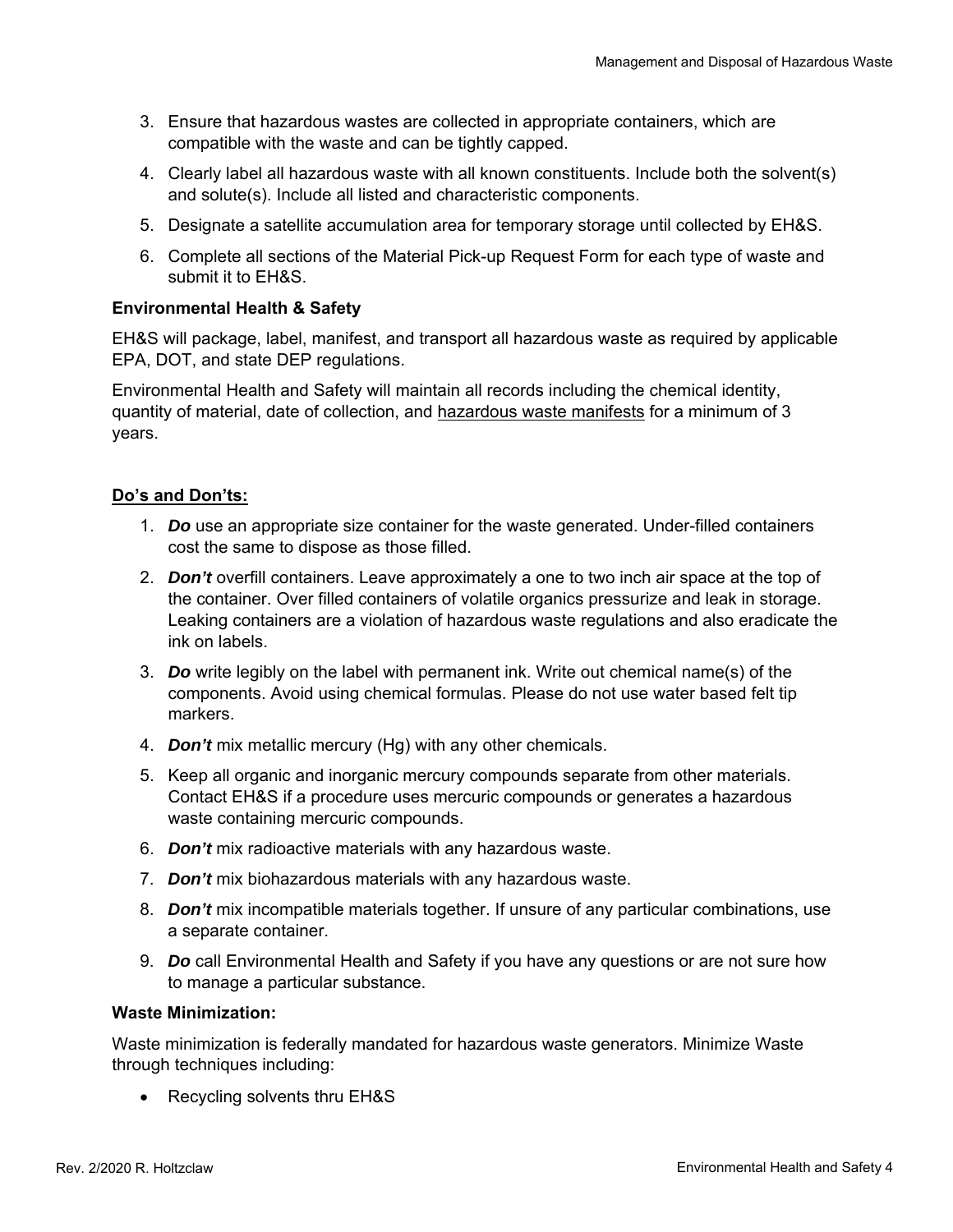3. Ensure that hazardous wastes are collected in appropriate containers, which are compatible with the waste and can be tightly capped.
4. Clearly label all hazardous waste with all known constituents. Include both the solvent(s) and solute(s). Include all listed and characteristic components.
5. Designate a satellite accumulation area for temporary storage until collected by EH&S.
6. Complete all sections of the Material Pick-up Request Form for each type of waste and submit it to EH&S.

**Environmental Health & Safety**

EH&S will package, label, manifest, and transport all hazardous waste as required by applicable EPA, DOT, and state DEP regulations.

Environmental Health and Safety will maintain all records including the chemical identity, quantity of material, date of collection, and hazardous waste manifests for a minimum of 3 years.

**Do's and Don'ts:**

1. ***Do*** use an appropriate size container for the waste generated. Under-filled containers cost the same to dispose as those filled.
2. ***Don't*** overfill containers. Leave approximately a one to two inch air space at the top of the container. Over filled containers of volatile organics pressurize and leak in storage. Leaking containers are a violation of hazardous waste regulations and also eradicate the ink on labels.
3. ***Do*** write legibly on the label with permanent ink. Write out chemical name(s) of the components. Avoid using chemical formulas. Please do not use water based felt tip markers.
4. ***Don't*** mix metallic mercury (Hg) with any other chemicals.
5. Keep all organic and inorganic mercury compounds separate from other materials. Contact EH&S if a procedure uses mercuric compounds or generates a hazardous waste containing mercuric compounds.
6. ***Don't*** mix radioactive materials with any hazardous waste.
7. ***Don't*** mix biohazardous materials with any hazardous waste.
8. ***Don't*** mix incompatible materials together. If unsure of any particular combinations, use a separate container.
9. ***Do*** call Environmental Health and Safety if you have any questions or are not sure how to manage a particular substance.

**Waste Minimization:**

Waste minimization is federally mandated for hazardous waste generators. Minimize Waste through techniques including:

- Recycling solvents thru EH&S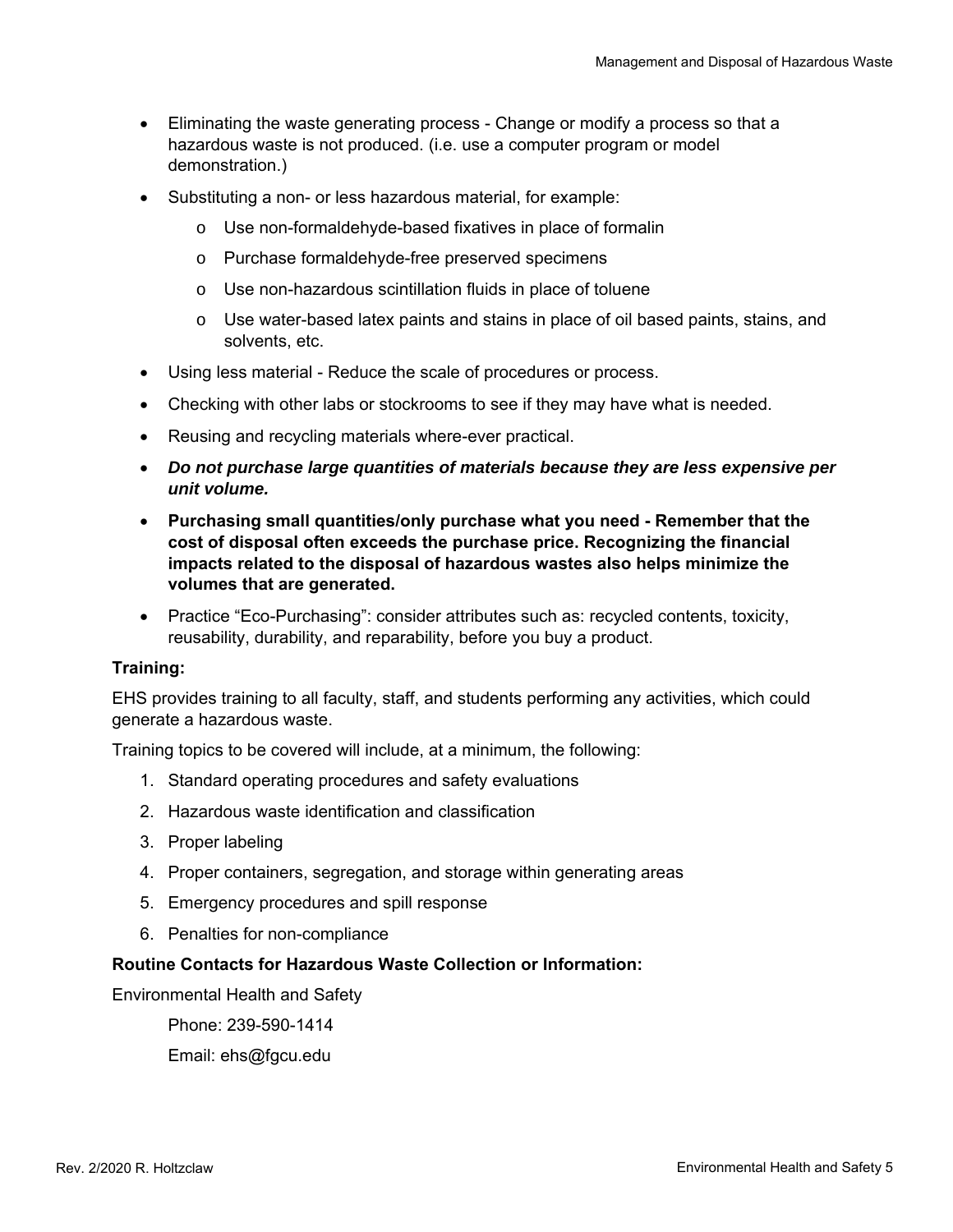- Eliminating the waste generating process - Change or modify a process so that a hazardous waste is not produced. (i.e. use a computer program or model demonstration.)
- Substituting a non- or less hazardous material, for example:
  - Use non-formaldehyde-based fixatives in place of formalin
  - Purchase formaldehyde-free preserved specimens
  - Use non-hazardous scintillation fluids in place of toluene
  - Use water-based latex paints and stains in place of oil based paints, stains, and solvents, etc.
- Using less material - Reduce the scale of procedures or process.
- Checking with other labs or stockrooms to see if they may have what is needed.
- Reusing and recycling materials where-ever practical.
- ***Do not purchase large quantities of materials because they are less expensive per unit volume.***
- **Purchasing small quantities/only purchase what you need - Remember that the cost of disposal often exceeds the purchase price. Recognizing the financial impacts related to the disposal of hazardous wastes also helps minimize the volumes that are generated.**
- Practice "Eco-Purchasing": consider attributes such as: recycled contents, toxicity, reusability, durability, and reparability, before you buy a product.

**Training:**

EHS provides training to all faculty, staff, and students performing any activities, which could generate a hazardous waste.

Training topics to be covered will include, at a minimum, the following:

1. Standard operating procedures and safety evaluations
2. Hazardous waste identification and classification
3. Proper labeling
4. Proper containers, segregation, and storage within generating areas
5. Emergency procedures and spill response
6. Penalties for non-compliance

**Routine Contacts for Hazardous Waste Collection or Information:**

Environmental Health and Safety

Phone: 239-590-1414

Email: ehs@fgcu.edu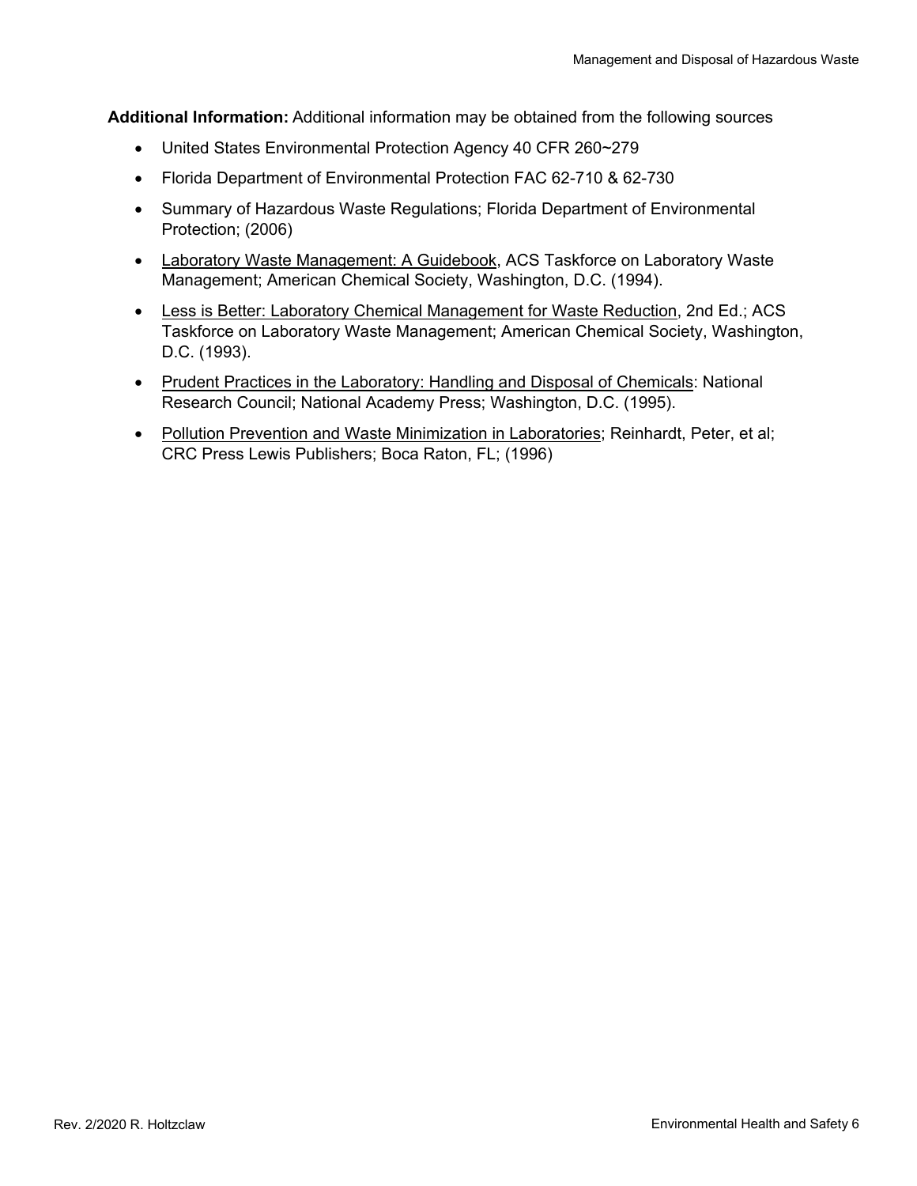**Additional Information:** Additional information may be obtained from the following sources

- United States Environmental Protection Agency 40 CFR 260~279
- Florida Department of Environmental Protection FAC 62-710 & 62-730
- Summary of Hazardous Waste Regulations; Florida Department of Environmental Protection; (2006)
- Laboratory Waste Management: A Guidebook, ACS Taskforce on Laboratory Waste Management; American Chemical Society, Washington, D.C. (1994).
- Less is Better: Laboratory Chemical Management for Waste Reduction, 2nd Ed.; ACS Taskforce on Laboratory Waste Management; American Chemical Society, Washington, D.C. (1993).
- Prudent Practices in the Laboratory: Handling and Disposal of Chemicals: National Research Council; National Academy Press; Washington, D.C. (1995).
- Pollution Prevention and Waste Minimization in Laboratories; Reinhardt, Peter, et al; CRC Press Lewis Publishers; Boca Raton, FL; (1996)